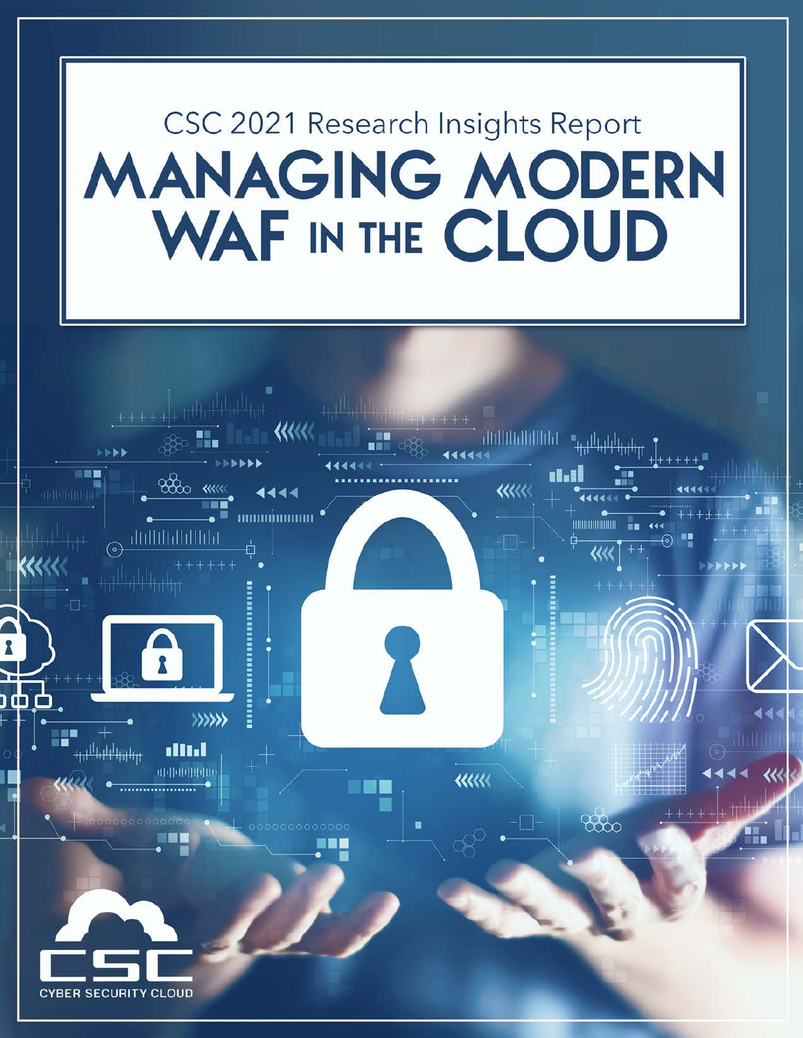CSC 2021 Research Insights Report

# MANAGING MODERN WAF IN THE CLOUD

CSC

CYBER SECURITY CLOUD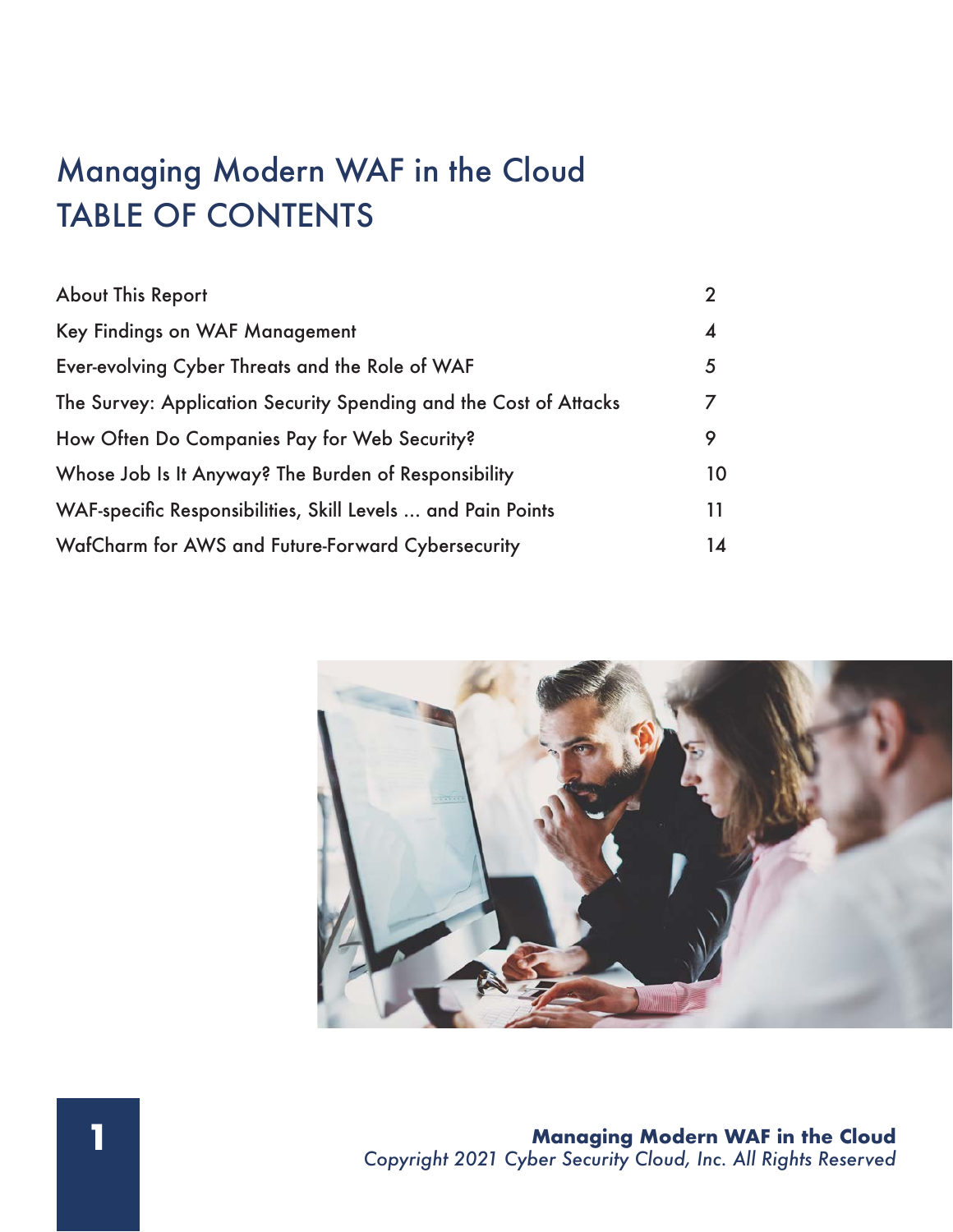# Managing Modern WAF in the Cloud
# TABLE OF CONTENTS

| | |
|---|---|
| About This Report | 2 |
| Key Findings on WAF Management | 4 |
| Ever-evolving Cyber Threats and the Role of WAF | 5 |
| The Survey: Application Security Spending and the Cost of Attacks | 7 |
| How Often Do Companies Pay for Web Security? | 9 |
| Whose Job Is It Anyway? The Burden of Responsibility | 10 |
| WAF-specific Responsibilities, Skill Levels ... and Pain Points | 11 |
| WafCharm for AWS and Future-Forward Cybersecurity | 14 |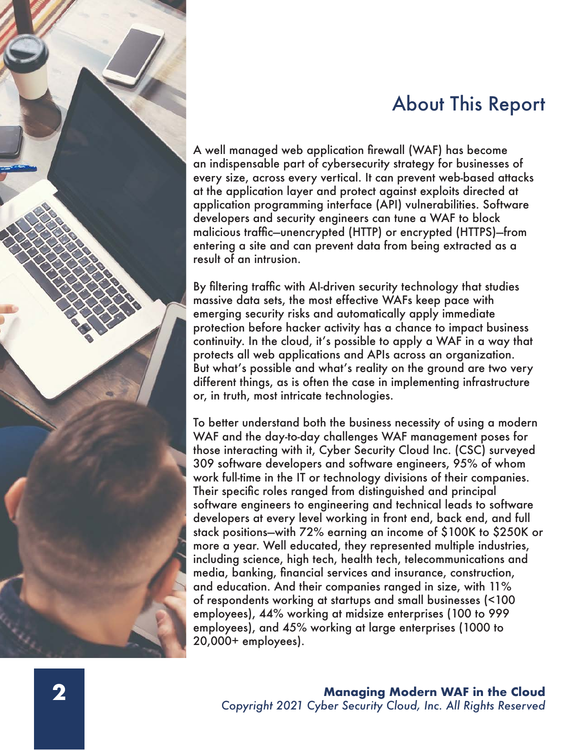# About This Report

A well managed web application firewall (WAF) has become an indispensable part of cybersecurity strategy for businesses of every size, across every vertical. It can prevent web-based attacks at the application layer and protect against exploits directed at application programming interface (API) vulnerabilities. Software developers and security engineers can tune a WAF to block malicious traffic—unencrypted (HTTP) or encrypted (HTTPS)—from entering a site and can prevent data from being extracted as a result of an intrusion.

By filtering traffic with AI-driven security technology that studies massive data sets, the most effective WAFs keep pace with emerging security risks and automatically apply immediate protection before hacker activity has a chance to impact business continuity. In the cloud, it's possible to apply a WAF in a way that protects all web applications and APIs across an organization. But what's possible and what's reality on the ground are two very different things, as is often the case in implementing infrastructure or, in truth, most intricate technologies.

To better understand both the business necessity of using a modern WAF and the day-to-day challenges WAF management poses for those interacting with it, Cyber Security Cloud Inc. (CSC) surveyed 309 software developers and software engineers, 95% of whom work full-time in the IT or technology divisions of their companies. Their specific roles ranged from distinguished and principal software engineers to engineering and technical leads to software developers at every level working in front end, back end, and full stack positions—with 72% earning an income of $100K to $250K or more a year. Well educated, they represented multiple industries, including science, high tech, health tech, telecommunications and media, banking, financial services and insurance, construction, and education. And their companies ranged in size, with 11% of respondents working at startups and small businesses (<100 employees), 44% working at midsize enterprises (100 to 999 employees), and 45% working at large enterprises (1000 to 20,000+ employees).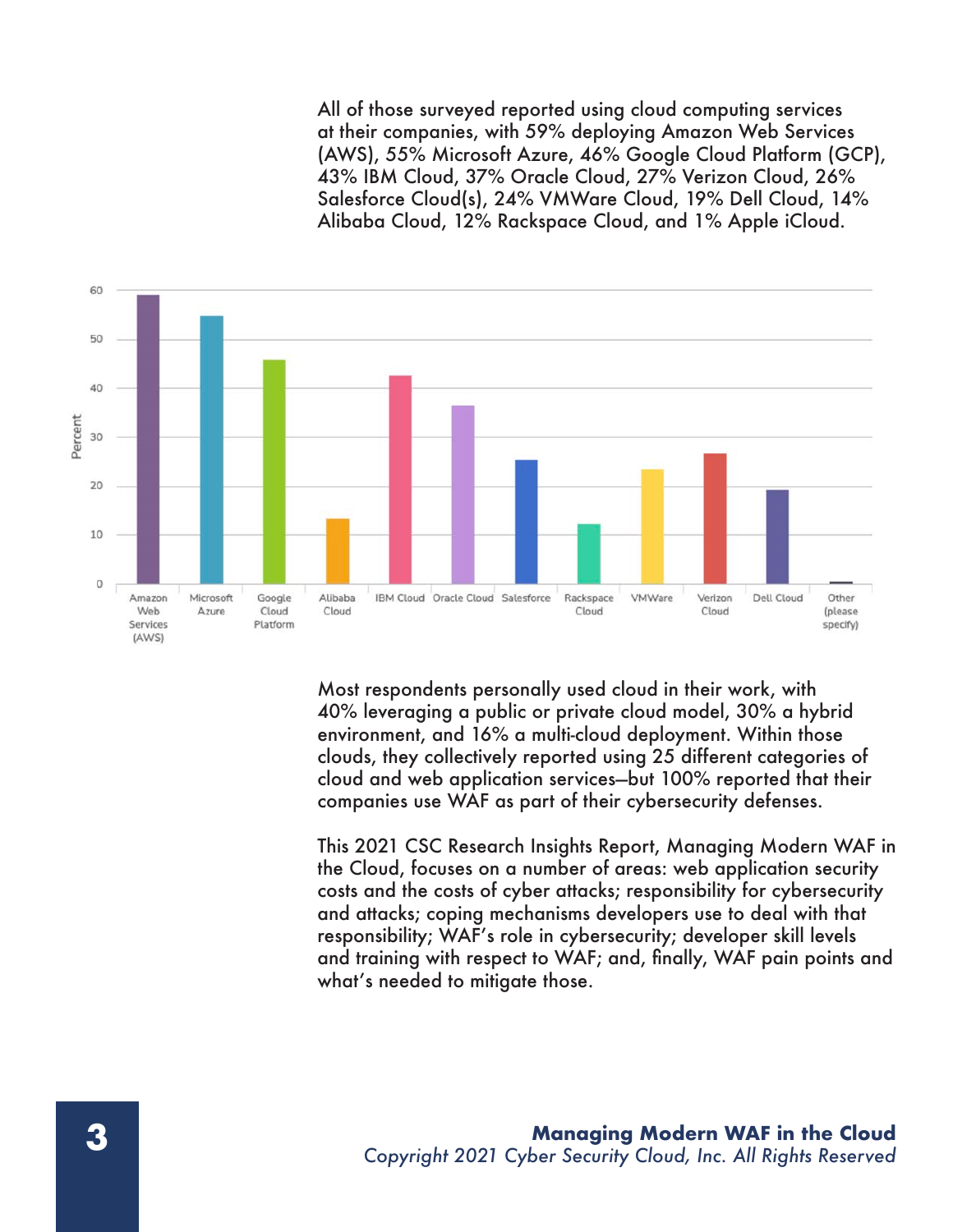All of those surveyed reported using cloud computing services at their companies, with 59% deploying Amazon Web Services (AWS), 55% Microsoft Azure, 46% Google Cloud Platform (GCP), 43% IBM Cloud, 37% Oracle Cloud, 27% Verizon Cloud, 26% Salesforce Cloud(s), 24% VMWare Cloud, 19% Dell Cloud, 14% Alibaba Cloud, 12% Rackspace Cloud, and 1% Apple iCloud.

Most respondents personally used cloud in their work, with 40% leveraging a public or private cloud model, 30% a hybrid environment, and 16% a multi-cloud deployment. Within those clouds, they collectively reported using 25 different categories of cloud and web application services—but 100% reported that their companies use WAF as part of their cybersecurity defenses.

This 2021 CSC Research Insights Report, Managing Modern WAF in the Cloud, focuses on a number of areas: web application security costs and the costs of cyber attacks; responsibility for cybersecurity and attacks; coping mechanisms developers use to deal with that responsibility; WAF's role in cybersecurity; developer skill levels and training with respect to WAF; and, finally, WAF pain points and what's needed to mitigate those.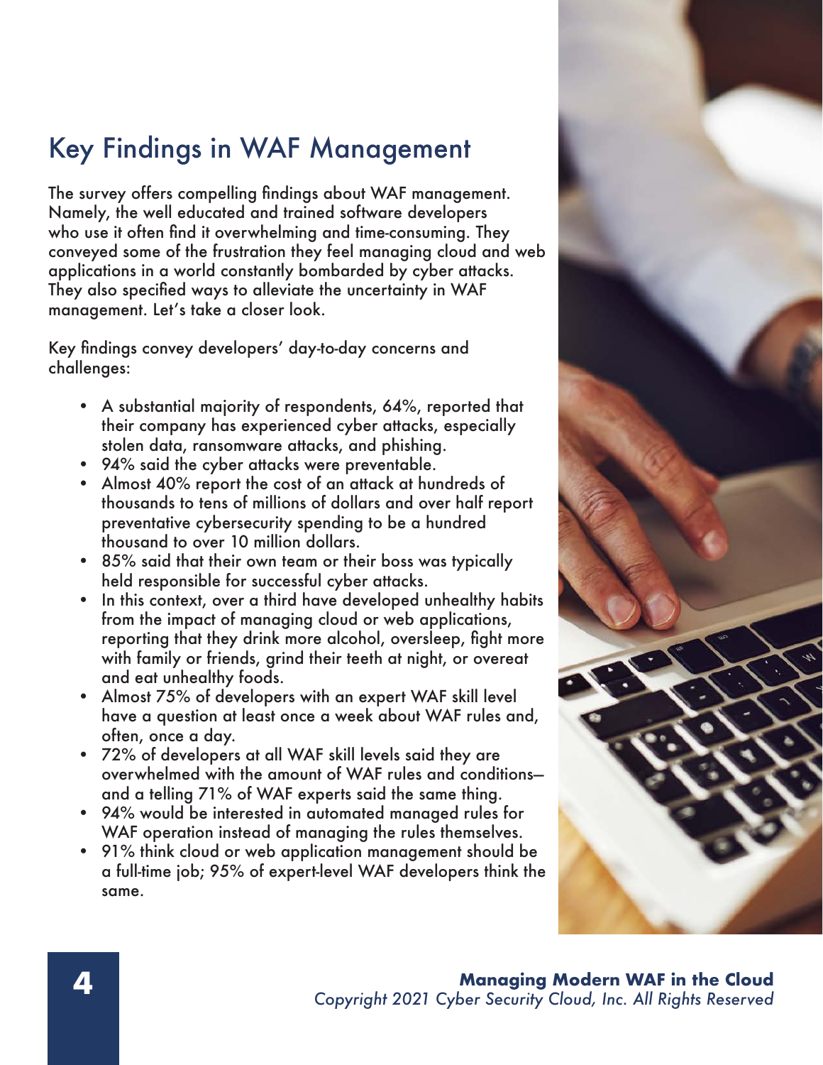## Key Findings in WAF Management

The survey offers compelling findings about WAF management. Namely, the well educated and trained software developers who use it often find it overwhelming and time-consuming. They conveyed some of the frustration they feel managing cloud and web applications in a world constantly bombarded by cyber attacks. They also specified ways to alleviate the uncertainty in WAF management. Let's take a closer look.

Key findings convey developers' day-to-day concerns and challenges:

- A substantial majority of respondents, 64%, reported that their company has experienced cyber attacks, especially stolen data, ransomware attacks, and phishing.
- 94% said the cyber attacks were preventable.
- Almost 40% report the cost of an attack at hundreds of thousands to tens of millions of dollars and over half report preventative cybersecurity spending to be a hundred thousand to over 10 million dollars.
- 85% said that their own team or their boss was typically held responsible for successful cyber attacks.
- In this context, over a third have developed unhealthy habits from the impact of managing cloud or web applications, reporting that they drink more alcohol, oversleep, fight more with family or friends, grind their teeth at night, or overeat and eat unhealthy foods.
- Almost 75% of developers with an expert WAF skill level have a question at least once a week about WAF rules and, often, once a day.
- 72% of developers at all WAF skill levels said they are overwhelmed with the amount of WAF rules and conditions—and a telling 71% of WAF experts said the same thing.
- 94% would be interested in automated managed rules for WAF operation instead of managing the rules themselves.
- 91% think cloud or web application management should be a full-time job; 95% of expert-level WAF developers think the same.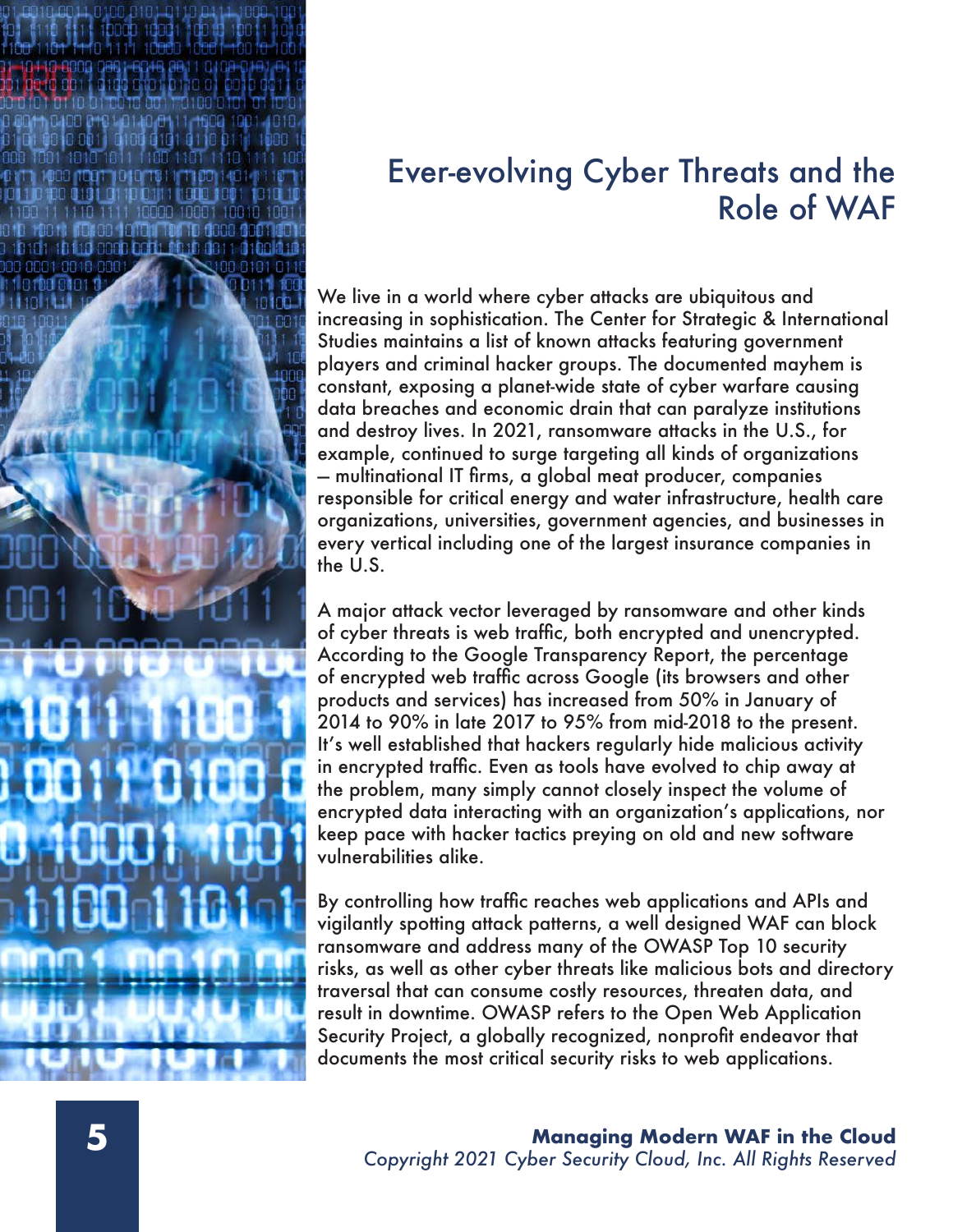# Ever-evolving Cyber Threats and the Role of WAF

We live in a world where cyber attacks are ubiquitous and increasing in sophistication. The Center for Strategic & International Studies maintains a list of known attacks featuring government players and criminal hacker groups. The documented mayhem is constant, exposing a planet-wide state of cyber warfare causing data breaches and economic drain that can paralyze institutions and destroy lives. In 2021, ransomware attacks in the U.S., for example, continued to surge targeting all kinds of organizations – multinational IT firms, a global meat producer, companies responsible for critical energy and water infrastructure, health care organizations, universities, government agencies, and businesses in every vertical including one of the largest insurance companies in the U.S.

A major attack vector leveraged by ransomware and other kinds of cyber threats is web traffic, both encrypted and unencrypted. According to the Google Transparency Report, the percentage of encrypted web traffic across Google (its browsers and other products and services) has increased from 50% in January of 2014 to 90% in late 2017 to 95% from mid-2018 to the present. It's well established that hackers regularly hide malicious activity in encrypted traffic. Even as tools have evolved to chip away at the problem, many simply cannot closely inspect the volume of encrypted data interacting with an organization's applications, nor keep pace with hacker tactics preying on old and new software vulnerabilities alike.

By controlling how traffic reaches web applications and APIs and vigilantly spotting attack patterns, a well designed WAF can block ransomware and address many of the OWASP Top 10 security risks, as well as other cyber threats like malicious bots and directory traversal that can consume costly resources, threaten data, and result in downtime. OWASP refers to the Open Web Application Security Project, a globally recognized, nonprofit endeavor that documents the most critical security risks to web applications.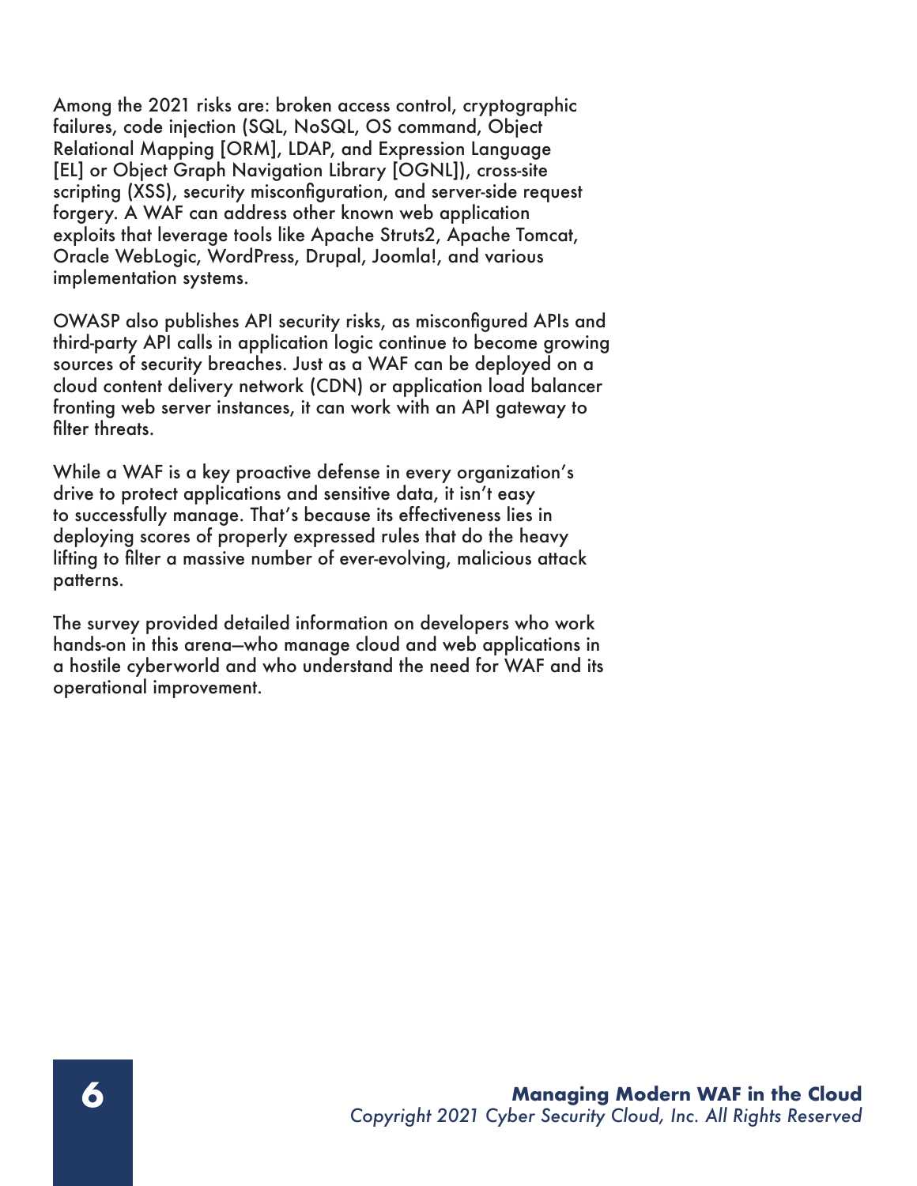Among the 2021 risks are: broken access control, cryptographic failures, code injection (SQL, NoSQL, OS command, Object Relational Mapping [ORM], LDAP, and Expression Language [EL] or Object Graph Navigation Library [OGNL]), cross-site scripting (XSS), security misconfiguration, and server-side request forgery. A WAF can address other known web application exploits that leverage tools like Apache Struts2, Apache Tomcat, Oracle WebLogic, WordPress, Drupal, Joomla!, and various implementation systems.

OWASP also publishes API security risks, as misconfigured APIs and third-party API calls in application logic continue to become growing sources of security breaches. Just as a WAF can be deployed on a cloud content delivery network (CDN) or application load balancer fronting web server instances, it can work with an API gateway to filter threats.

While a WAF is a key proactive defense in every organization's drive to protect applications and sensitive data, it isn't easy to successfully manage. That's because its effectiveness lies in deploying scores of properly expressed rules that do the heavy lifting to filter a massive number of ever-evolving, malicious attack patterns.

The survey provided detailed information on developers who work hands-on in this arena—who manage cloud and web applications in a hostile cyberworld and who understand the need for WAF and its operational improvement.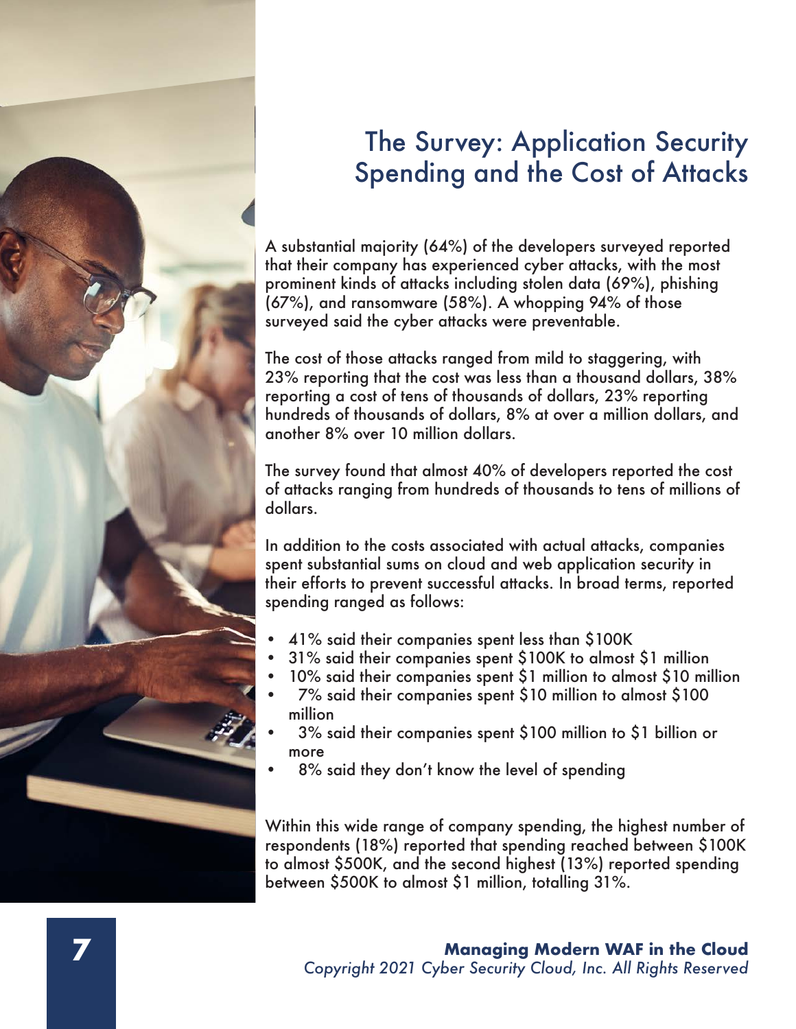# The Survey: Application Security Spending and the Cost of Attacks

A substantial majority (64%) of the developers surveyed reported that their company has experienced cyber attacks, with the most prominent kinds of attacks including stolen data (69%), phishing (67%), and ransomware (58%). A whopping 94% of those surveyed said the cyber attacks were preventable.

The cost of those attacks ranged from mild to staggering, with 23% reporting that the cost was less than a thousand dollars, 38% reporting a cost of tens of thousands of dollars, 23% reporting hundreds of thousands of dollars, 8% at over a million dollars, and another 8% over 10 million dollars.

The survey found that almost 40% of developers reported the cost of attacks ranging from hundreds of thousands to tens of millions of dollars.

In addition to the costs associated with actual attacks, companies spent substantial sums on cloud and web application security in their efforts to prevent successful attacks. In broad terms, reported spending ranged as follows:

- 41% said their companies spent less than $100K
- 31% said their companies spent $100K to almost $1 million
- 10% said their companies spent $1 million to almost $10 million
- 7% said their companies spent $10 million to almost $100 million
- 3% said their companies spent $100 million to $1 billion or more
- 8% said they don't know the level of spending

Within this wide range of company spending, the highest number of respondents (18%) reported that spending reached between $100K to almost $500K, and the second highest (13%) reported spending between $500K to almost $1 million, totalling 31%.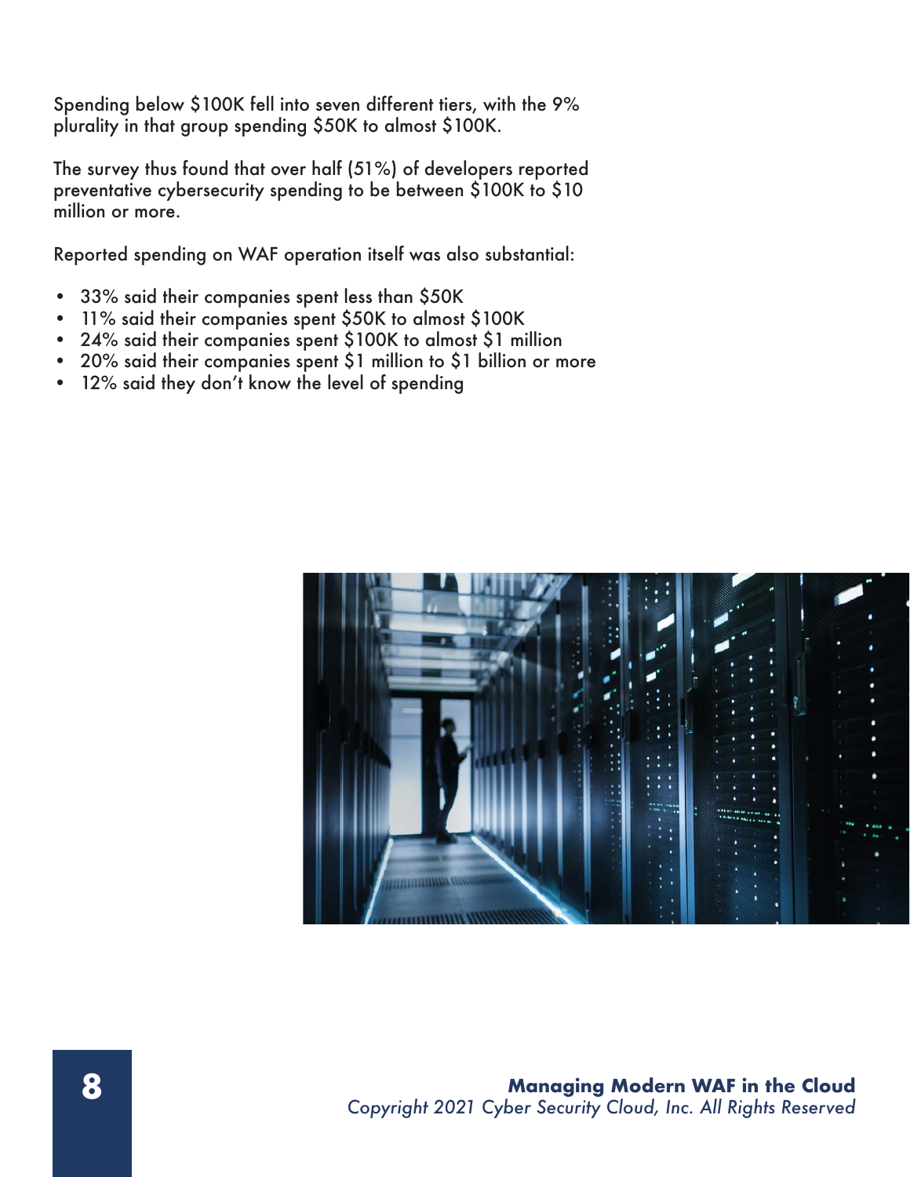Spending below $100K fell into seven different tiers, with the 9% plurality in that group spending $50K to almost $100K.

The survey thus found that over half (51%) of developers reported preventative cybersecurity spending to be between $100K to $10 million or more.

Reported spending on WAF operation itself was also substantial:

- 33% said their companies spent less than $50K
- 11% said their companies spent $50K to almost $100K
- 24% said their companies spent $100K to almost $1 million
- 20% said their companies spent $1 million to $1 billion or more
- 12% said they don't know the level of spending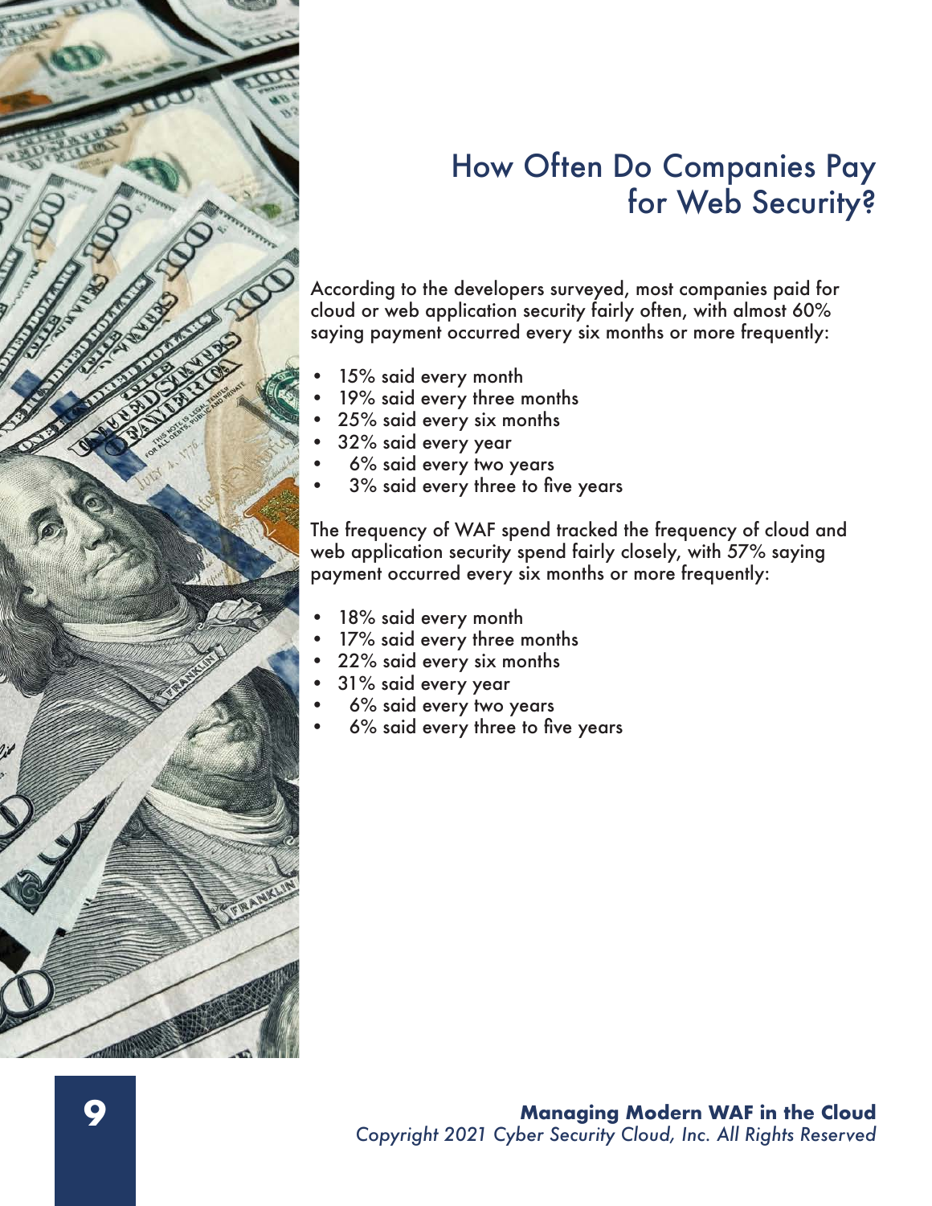# How Often Do Companies Pay for Web Security?

According to the developers surveyed, most companies paid for cloud or web application security fairly often, with almost 60% saying payment occurred every six months or more frequently:

- 15% said every month
- 19% said every three months
- 25% said every six months
- 32% said every year
- 6% said every two years
- 3% said every three to five years

The frequency of WAF spend tracked the frequency of cloud and web application security spend fairly closely, with 57% saying payment occurred every six months or more frequently:

- 18% said every month
- 17% said every three months
- 22% said every six months
- 31% said every year
- 6% said every two years
- 6% said every three to five years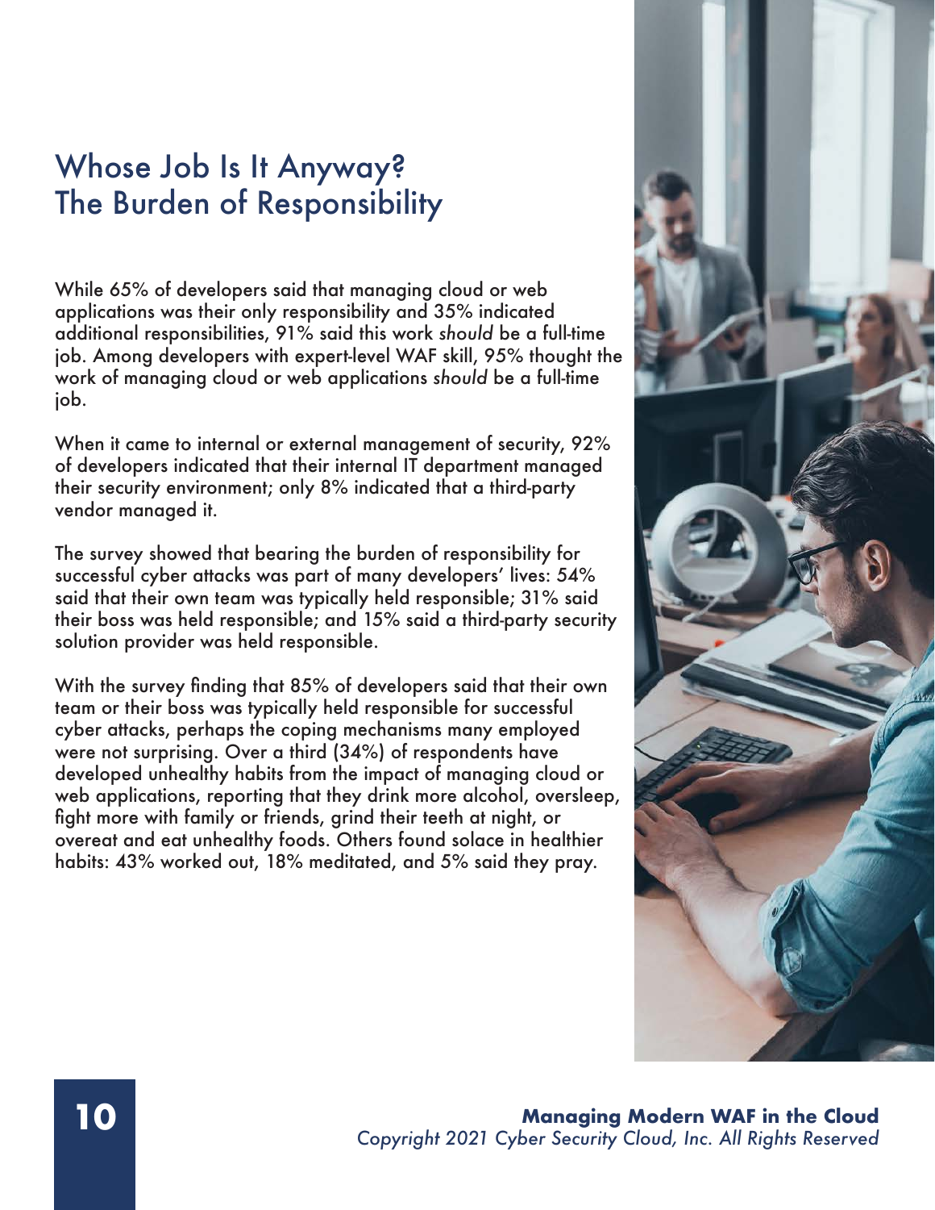# Whose Job Is It Anyway? The Burden of Responsibility

While 65% of developers said that managing cloud or web applications was their only responsibility and 35% indicated additional responsibilities, 91% said this work *should* be a full-time job. Among developers with expert-level WAF skill, 95% thought the work of managing cloud or web applications *should* be a full-time job.

When it came to internal or external management of security, 92% of developers indicated that their internal IT department managed their security environment; only 8% indicated that a third-party vendor managed it.

The survey showed that bearing the burden of responsibility for successful cyber attacks was part of many developers' lives: 54% said that their own team was typically held responsible; 31% said their boss was held responsible; and 15% said a third-party security solution provider was held responsible.

With the survey finding that 85% of developers said that their own team or their boss was typically held responsible for successful cyber attacks, perhaps the coping mechanisms many employed were not surprising. Over a third (34%) of respondents have developed unhealthy habits from the impact of managing cloud or web applications, reporting that they drink more alcohol, oversleep, fight more with family or friends, grind their teeth at night, or overeat and eat unhealthy foods. Others found solace in healthier habits: 43% worked out, 18% meditated, and 5% said they pray.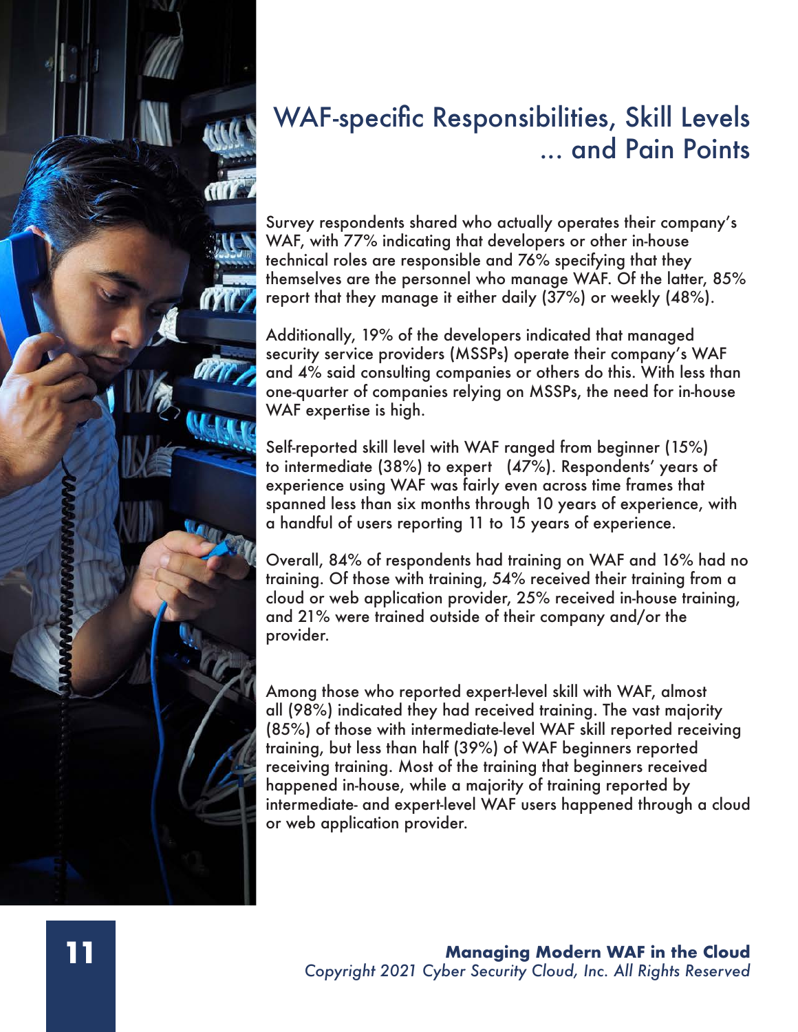# WAF-specific Responsibilities, Skill Levels ... and Pain Points

Survey respondents shared who actually operates their company's WAF, with 77% indicating that developers or other in-house technical roles are responsible and 76% specifying that they themselves are the personnel who manage WAF. Of the latter, 85% report that they manage it either daily (37%) or weekly (48%).

Additionally, 19% of the developers indicated that managed security service providers (MSSPs) operate their company's WAF and 4% said consulting companies or others do this. With less than one-quarter of companies relying on MSSPs, the need for in-house WAF expertise is high.

Self-reported skill level with WAF ranged from beginner (15%) to intermediate (38%) to expert (47%). Respondents' years of experience using WAF was fairly even across time frames that spanned less than six months through 10 years of experience, with a handful of users reporting 11 to 15 years of experience.

Overall, 84% of respondents had training on WAF and 16% had no training. Of those with training, 54% received their training from a cloud or web application provider, 25% received in-house training, and 21% were trained outside of their company and/or the provider.

Among those who reported expert-level skill with WAF, almost all (98%) indicated they had received training. The vast majority (85%) of those with intermediate-level WAF skill reported receiving training, but less than half (39%) of WAF beginners reported receiving training. Most of the training that beginners received happened in-house, while a majority of training reported by intermediate- and expert-level WAF users happened through a cloud or web application provider.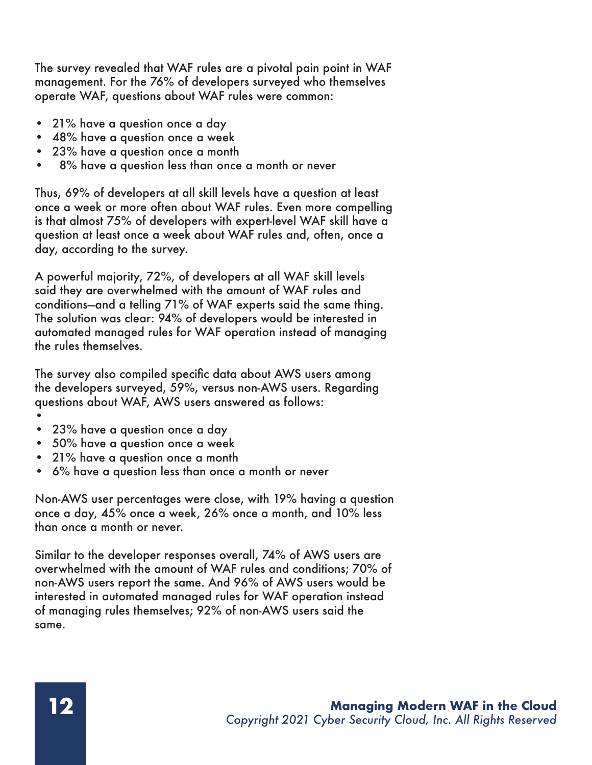The survey revealed that WAF rules are a pivotal pain point in WAF management. For the 76% of developers surveyed who themselves operate WAF, questions about WAF rules were common:

- 21% have a question once a day
- 48% have a question once a week
- 23% have a question once a month
- 8% have a question less than once a month or never

Thus, 69% of developers at all skill levels have a question at least once a week or more often about WAF rules. Even more compelling is that almost 75% of developers with expert-level WAF skill have a question at least once a week about WAF rules and, often, once a day, according to the survey.

A powerful majority, 72%, of developers at all WAF skill levels said they are overwhelmed with the amount of WAF rules and conditions—and a telling 71% of WAF experts said the same thing. The solution was clear: 94% of developers would be interested in automated managed rules for WAF operation instead of managing the rules themselves.

The survey also compiled specific data about AWS users among the developers surveyed, 59%, versus non-AWS users. Regarding questions about WAF, AWS users answered as follows:

- 23% have a question once a day
- 50% have a question once a week
- 21% have a question once a month
- 6% have a question less than once a month or never

Non-AWS user percentages were close, with 19% having a question once a day, 45% once a week, 26% once a month, and 10% less than once a month or never.

Similar to the developer responses overall, 74% of AWS users are overwhelmed with the amount of WAF rules and conditions; 70% of non-AWS users report the same. And 96% of AWS users would be interested in automated managed rules for WAF operation instead of managing rules themselves; 92% of non-AWS users said the same.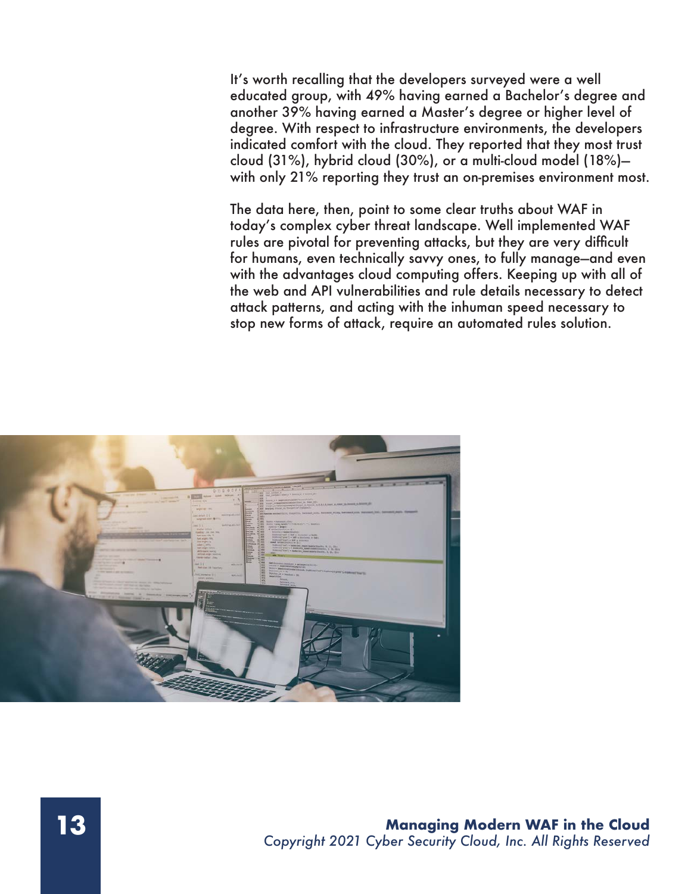It's worth recalling that the developers surveyed were a well educated group, with 49% having earned a Bachelor's degree and another 39% having earned a Master's degree or higher level of degree. With respect to infrastructure environments, the developers indicated comfort with the cloud. They reported that they most trust cloud (31%), hybrid cloud (30%), or a multi-cloud model (18%)—with only 21% reporting they trust an on-premises environment most.

The data here, then, point to some clear truths about WAF in today's complex cyber threat landscape. Well implemented WAF rules are pivotal for preventing attacks, but they are very difficult for humans, even technically savvy ones, to fully manage—and even with the advantages cloud computing offers. Keeping up with all of the web and API vulnerabilities and rule details necessary to detect attack patterns, and acting with the inhuman speed necessary to stop new forms of attack, require an automated rules solution.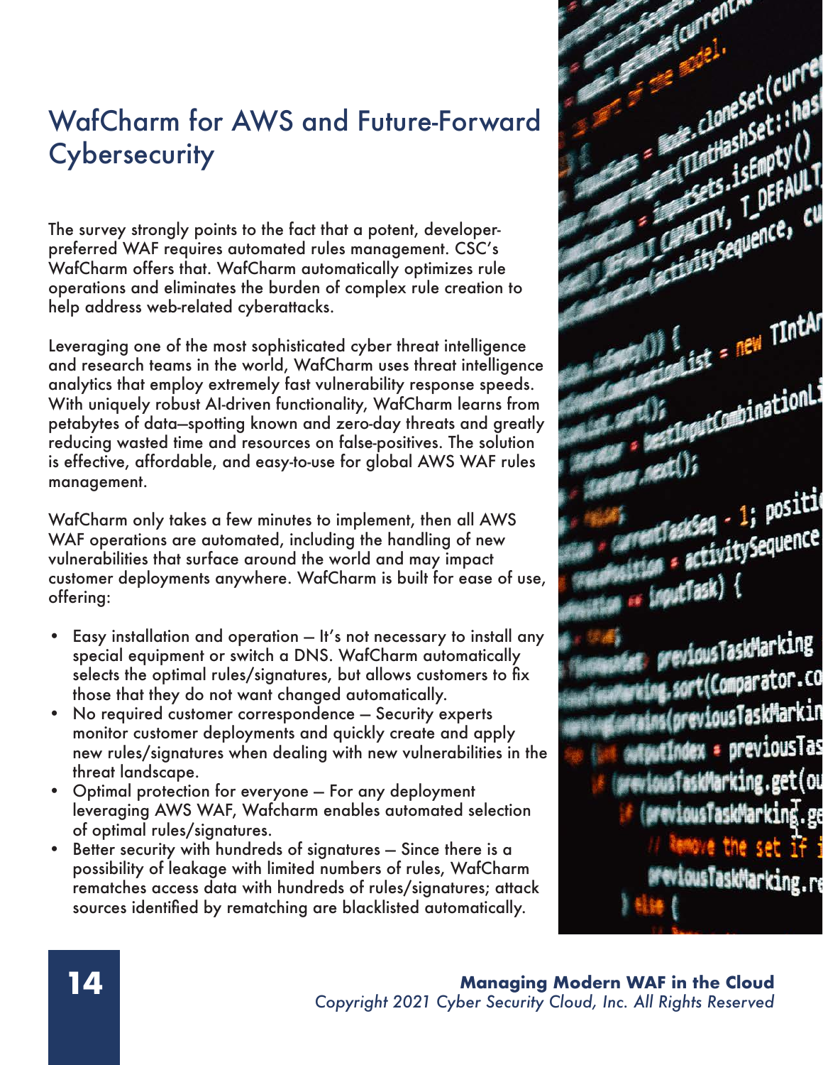# WafCharm for AWS and Future-Forward Cybersecurity

The survey strongly points to the fact that a potent, developer-preferred WAF requires automated rules management. CSC's WafCharm offers that. WafCharm automatically optimizes rule operations and eliminates the burden of complex rule creation to help address web-related cyberattacks.

Leveraging one of the most sophisticated cyber threat intelligence and research teams in the world, WafCharm uses threat intelligence analytics that employ extremely fast vulnerability response speeds. With uniquely robust AI-driven functionality, WafCharm learns from petabytes of data—spotting known and zero-day threats and greatly reducing wasted time and resources on false-positives. The solution is effective, affordable, and easy-to-use for global AWS WAF rules management.

WafCharm only takes a few minutes to implement, then all AWS WAF operations are automated, including the handling of new vulnerabilities that surface around the world and may impact customer deployments anywhere. WafCharm is built for ease of use, offering:

- Easy installation and operation – It's not necessary to install any special equipment or switch a DNS. WafCharm automatically selects the optimal rules/signatures, but allows customers to fix those that they do not want changed automatically.
- No required customer correspondence – Security experts monitor customer deployments and quickly create and apply new rules/signatures when dealing with new vulnerabilities in the threat landscape.
- Optimal protection for everyone – For any deployment leveraging AWS WAF, Wafcharm enables automated selection of optimal rules/signatures.
- Better security with hundreds of signatures – Since there is a possibility of leakage with limited numbers of rules, WafCharm rematches access data with hundreds of rules/signatures; attack sources identified by rematching are blacklisted automatically.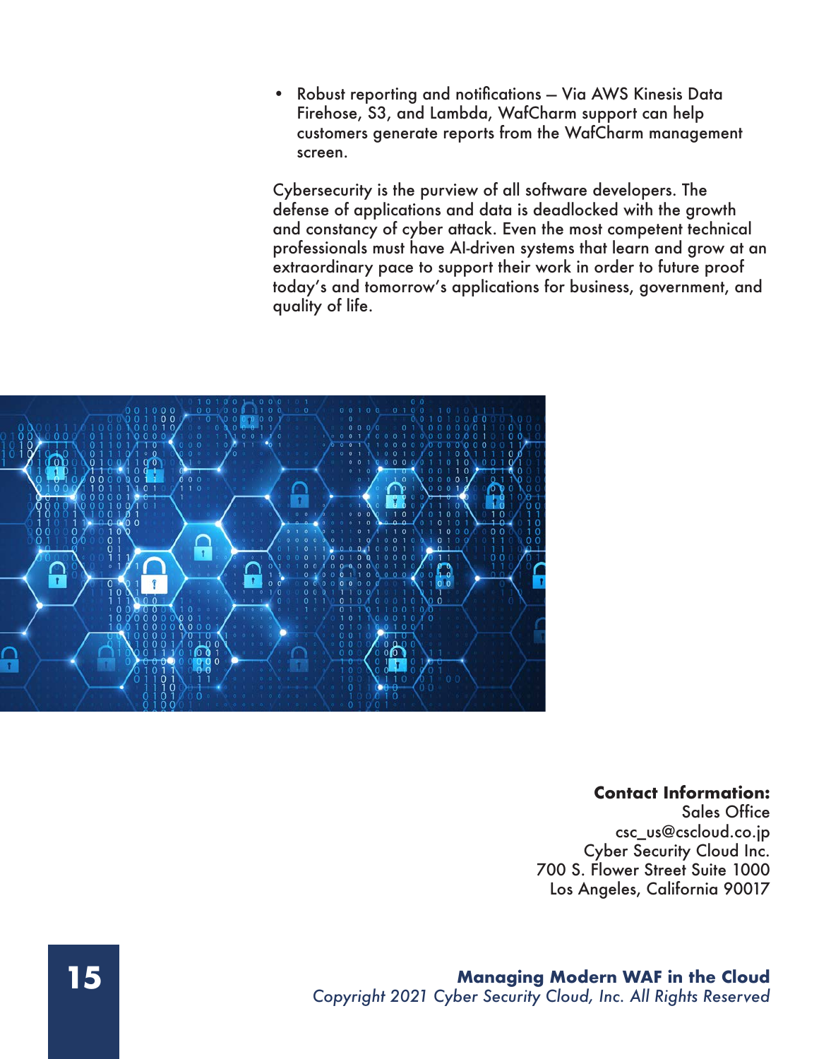- Robust reporting and notifications – Via AWS Kinesis Data Firehose, S3, and Lambda, WafCharm support can help customers generate reports from the WafCharm management screen.

Cybersecurity is the purview of all software developers. The defense of applications and data is deadlocked with the growth and constancy of cyber attack. Even the most competent technical professionals must have AI-driven systems that learn and grow at an extraordinary pace to support their work in order to future proof today's and tomorrow's applications for business, government, and quality of life.

**Contact Information:**
Sales Office
csc_us@cscloud.co.jp
Cyber Security Cloud Inc.
700 S. Flower Street Suite 1000
Los Angeles, California 90017